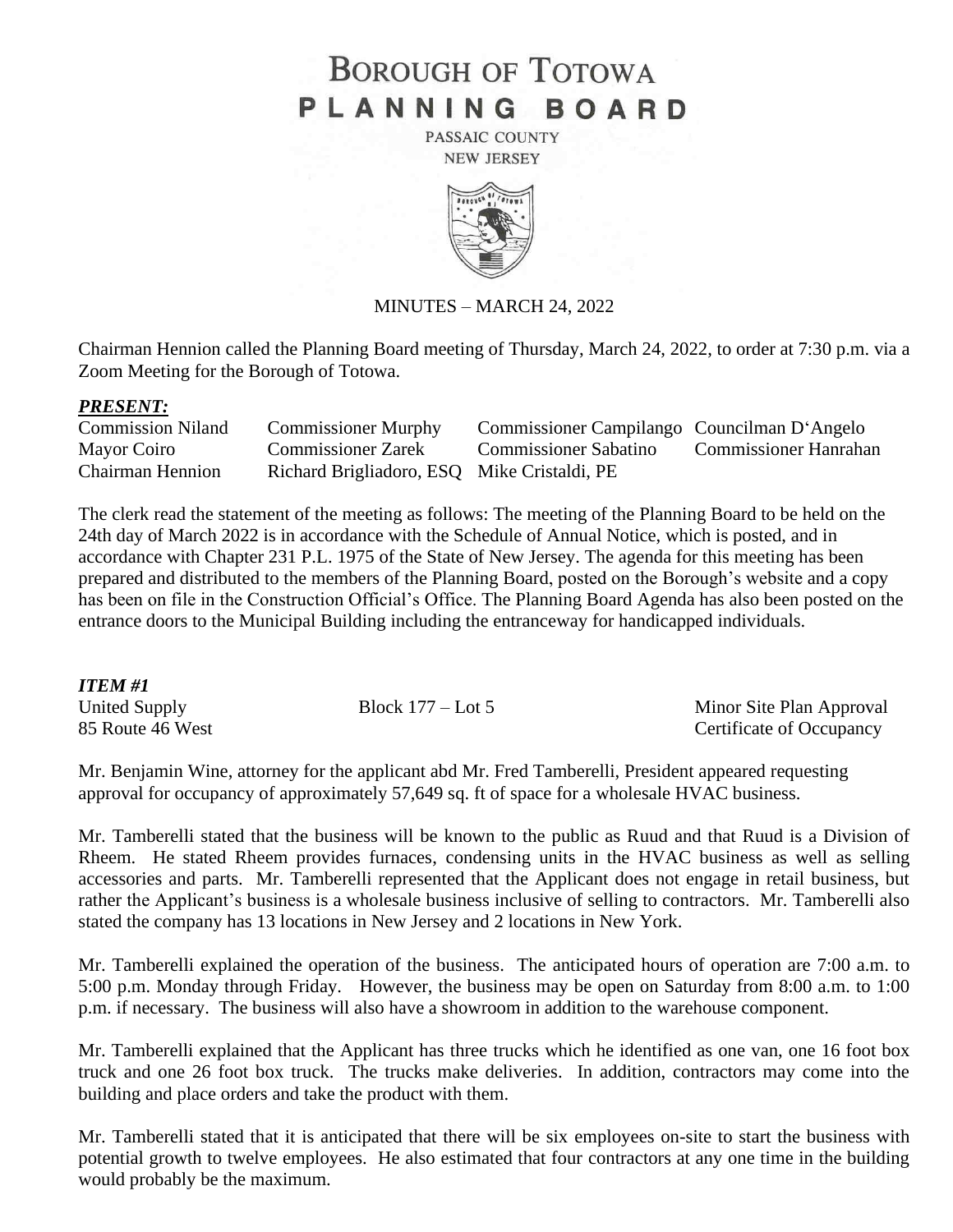# BOROUGH OF TOTOWA
# PLANNING BOARD

PASSAIC COUNTY
NEW JERSEY

MINUTES – MARCH 24, 2022

Chairman Hennion called the Planning Board meeting of Thursday, March 24, 2022, to order at 7:30 p.m. via a Zoom Meeting for the Borough of Totowa.

***PRESENT:***

| | | | |
|---|---|---|---|
| Commission Niland | Commissioner Murphy | Commissioner Campilango | Councilman D'Angelo |
| Mayor Coiro | Commissioner Zarek | Commissioner Sabatino | Commissioner Hanrahan |
| Chairman Hennion | Richard Brigliadoro, ESQ | Mike Cristaldi, PE | |

The clerk read the statement of the meeting as follows: The meeting of the Planning Board to be held on the 24th day of March 2022 is in accordance with the Schedule of Annual Notice, which is posted, and in accordance with Chapter 231 P.L. 1975 of the State of New Jersey. The agenda for this meeting has been prepared and distributed to the members of the Planning Board, posted on the Borough's website and a copy has been on file in the Construction Official's Office. The Planning Board Agenda has also been posted on the entrance doors to the Municipal Building including the entranceway for handicapped individuals.

***ITEM #1***

United Supply — Block 177 – Lot 5 — Minor Site Plan Approval
85 Route 46 West — Certificate of Occupancy

Mr. Benjamin Wine, attorney for the applicant abd Mr. Fred Tamberelli, President appeared requesting approval for occupancy of approximately 57,649 sq. ft of space for a wholesale HVAC business.

Mr. Tamberelli stated that the business will be known to the public as Ruud and that Ruud is a Division of Rheem. He stated Rheem provides furnaces, condensing units in the HVAC business as well as selling accessories and parts. Mr. Tamberelli represented that the Applicant does not engage in retail business, but rather the Applicant's business is a wholesale business inclusive of selling to contractors. Mr. Tamberelli also stated the company has 13 locations in New Jersey and 2 locations in New York.

Mr. Tamberelli explained the operation of the business. The anticipated hours of operation are 7:00 a.m. to 5:00 p.m. Monday through Friday. However, the business may be open on Saturday from 8:00 a.m. to 1:00 p.m. if necessary. The business will also have a showroom in addition to the warehouse component.

Mr. Tamberelli explained that the Applicant has three trucks which he identified as one van, one 16 foot box truck and one 26 foot box truck. The trucks make deliveries. In addition, contractors may come into the building and place orders and take the product with them.

Mr. Tamberelli stated that it is anticipated that there will be six employees on-site to start the business with potential growth to twelve employees. He also estimated that four contractors at any one time in the building would probably be the maximum.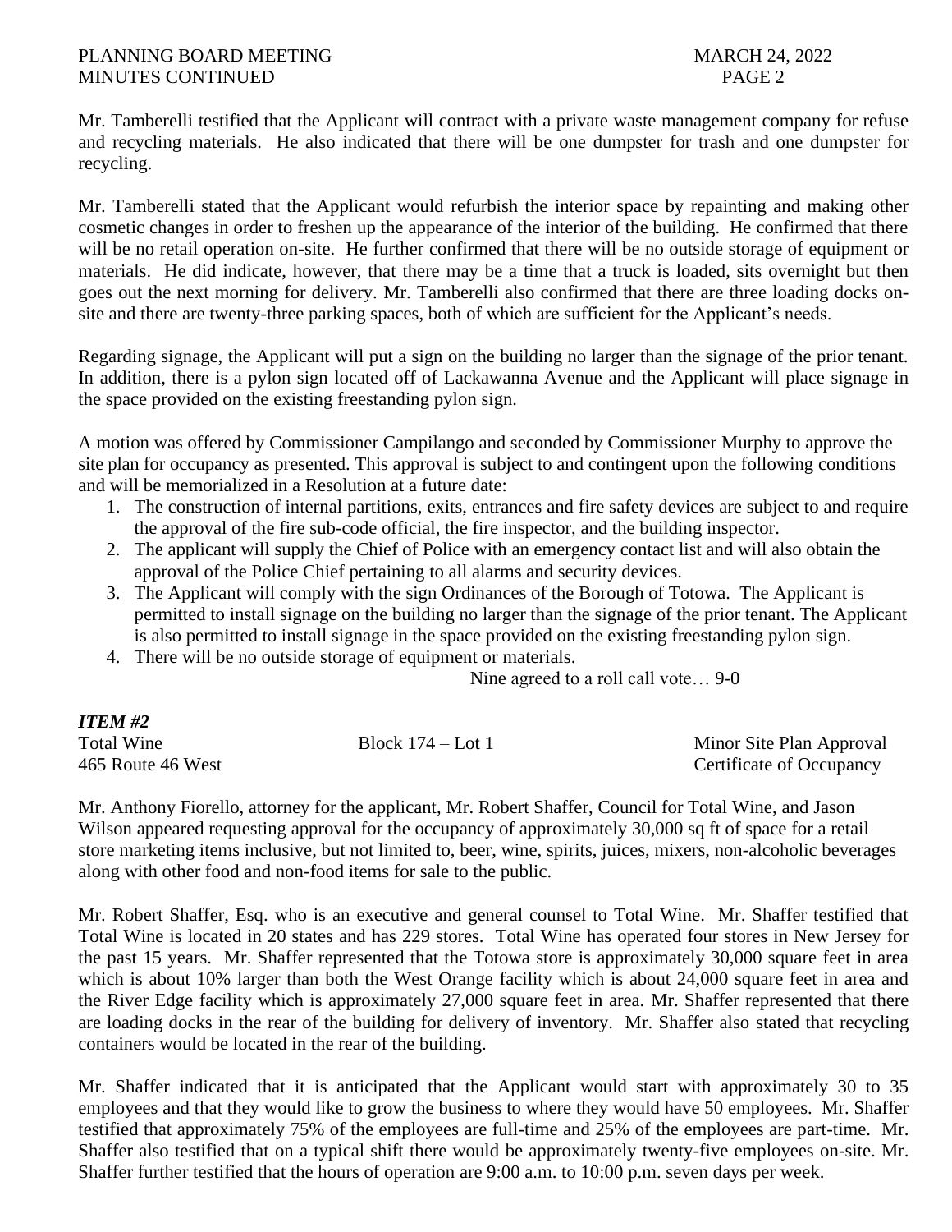Mr. Tamberelli testified that the Applicant will contract with a private waste management company for refuse and recycling materials. He also indicated that there will be one dumpster for trash and one dumpster for recycling.

Mr. Tamberelli stated that the Applicant would refurbish the interior space by repainting and making other cosmetic changes in order to freshen up the appearance of the interior of the building. He confirmed that there will be no retail operation on-site. He further confirmed that there will be no outside storage of equipment or materials. He did indicate, however, that there may be a time that a truck is loaded, sits overnight but then goes out the next morning for delivery. Mr. Tamberelli also confirmed that there are three loading docks on-site and there are twenty-three parking spaces, both of which are sufficient for the Applicant's needs.

Regarding signage, the Applicant will put a sign on the building no larger than the signage of the prior tenant. In addition, there is a pylon sign located off of Lackawanna Avenue and the Applicant will place signage in the space provided on the existing freestanding pylon sign.

A motion was offered by Commissioner Campilango and seconded by Commissioner Murphy to approve the site plan for occupancy as presented. This approval is subject to and contingent upon the following conditions and will be memorialized in a Resolution at a future date:

1. The construction of internal partitions, exits, entrances and fire safety devices are subject to and require the approval of the fire sub-code official, the fire inspector, and the building inspector.
2. The applicant will supply the Chief of Police with an emergency contact list and will also obtain the approval of the Police Chief pertaining to all alarms and security devices.
3. The Applicant will comply with the sign Ordinances of the Borough of Totowa. The Applicant is permitted to install signage on the building no larger than the signage of the prior tenant. The Applicant is also permitted to install signage in the space provided on the existing freestanding pylon sign.
4. There will be no outside storage of equipment or materials.

Nine agreed to a roll call vote… 9-0

***ITEM #2***

Total Wine — Block 174 – Lot 1 — Minor Site Plan Approval
465 Route 46 West — Certificate of Occupancy

Mr. Anthony Fiorello, attorney for the applicant, Mr. Robert Shaffer, Council for Total Wine, and Jason Wilson appeared requesting approval for the occupancy of approximately 30,000 sq ft of space for a retail store marketing items inclusive, but not limited to, beer, wine, spirits, juices, mixers, non-alcoholic beverages along with other food and non-food items for sale to the public.

Mr. Robert Shaffer, Esq. who is an executive and general counsel to Total Wine. Mr. Shaffer testified that Total Wine is located in 20 states and has 229 stores. Total Wine has operated four stores in New Jersey for the past 15 years. Mr. Shaffer represented that the Totowa store is approximately 30,000 square feet in area which is about 10% larger than both the West Orange facility which is about 24,000 square feet in area and the River Edge facility which is approximately 27,000 square feet in area. Mr. Shaffer represented that there are loading docks in the rear of the building for delivery of inventory. Mr. Shaffer also stated that recycling containers would be located in the rear of the building.

Mr. Shaffer indicated that it is anticipated that the Applicant would start with approximately 30 to 35 employees and that they would like to grow the business to where they would have 50 employees. Mr. Shaffer testified that approximately 75% of the employees are full-time and 25% of the employees are part-time. Mr. Shaffer also testified that on a typical shift there would be approximately twenty-five employees on-site. Mr. Shaffer further testified that the hours of operation are 9:00 a.m. to 10:00 p.m. seven days per week.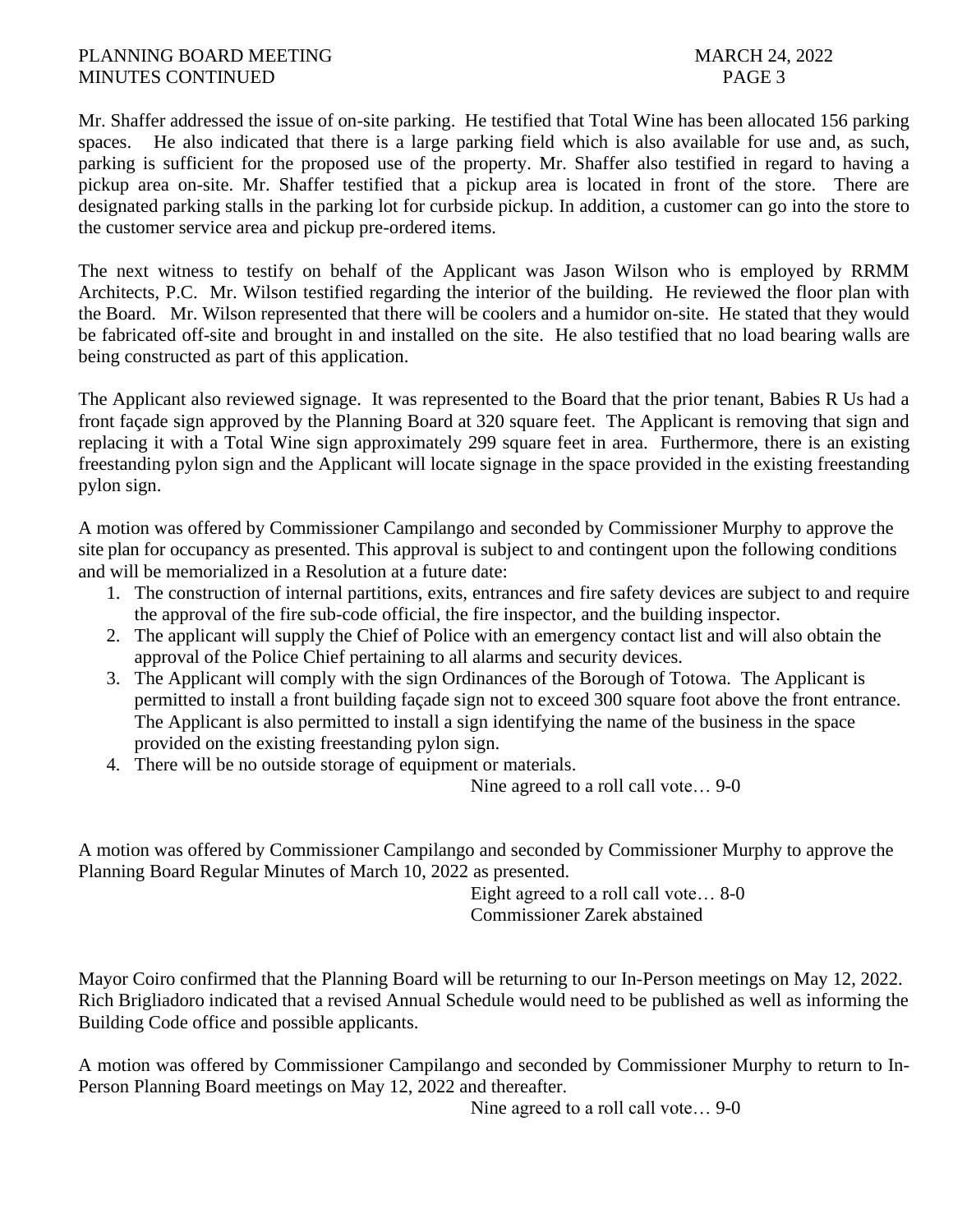Mr. Shaffer addressed the issue of on-site parking. He testified that Total Wine has been allocated 156 parking spaces. He also indicated that there is a large parking field which is also available for use and, as such, parking is sufficient for the proposed use of the property. Mr. Shaffer also testified in regard to having a pickup area on-site. Mr. Shaffer testified that a pickup area is located in front of the store. There are designated parking stalls in the parking lot for curbside pickup. In addition, a customer can go into the store to the customer service area and pickup pre-ordered items.

The next witness to testify on behalf of the Applicant was Jason Wilson who is employed by RRMM Architects, P.C. Mr. Wilson testified regarding the interior of the building. He reviewed the floor plan with the Board. Mr. Wilson represented that there will be coolers and a humidor on-site. He stated that they would be fabricated off-site and brought in and installed on the site. He also testified that no load bearing walls are being constructed as part of this application.

The Applicant also reviewed signage. It was represented to the Board that the prior tenant, Babies R Us had a front façade sign approved by the Planning Board at 320 square feet. The Applicant is removing that sign and replacing it with a Total Wine sign approximately 299 square feet in area. Furthermore, there is an existing freestanding pylon sign and the Applicant will locate signage in the space provided in the existing freestanding pylon sign.

A motion was offered by Commissioner Campilango and seconded by Commissioner Murphy to approve the site plan for occupancy as presented. This approval is subject to and contingent upon the following conditions and will be memorialized in a Resolution at a future date:

1. The construction of internal partitions, exits, entrances and fire safety devices are subject to and require the approval of the fire sub-code official, the fire inspector, and the building inspector.
2. The applicant will supply the Chief of Police with an emergency contact list and will also obtain the approval of the Police Chief pertaining to all alarms and security devices.
3. The Applicant will comply with the sign Ordinances of the Borough of Totowa. The Applicant is permitted to install a front building façade sign not to exceed 300 square foot above the front entrance. The Applicant is also permitted to install a sign identifying the name of the business in the space provided on the existing freestanding pylon sign.
4. There will be no outside storage of equipment or materials.

Nine agreed to a roll call vote… 9-0

A motion was offered by Commissioner Campilango and seconded by Commissioner Murphy to approve the Planning Board Regular Minutes of March 10, 2022 as presented.

Eight agreed to a roll call vote… 8-0
Commissioner Zarek abstained

Mayor Coiro confirmed that the Planning Board will be returning to our In-Person meetings on May 12, 2022. Rich Brigliadoro indicated that a revised Annual Schedule would need to be published as well as informing the Building Code office and possible applicants.

A motion was offered by Commissioner Campilango and seconded by Commissioner Murphy to return to In-Person Planning Board meetings on May 12, 2022 and thereafter.

Nine agreed to a roll call vote… 9-0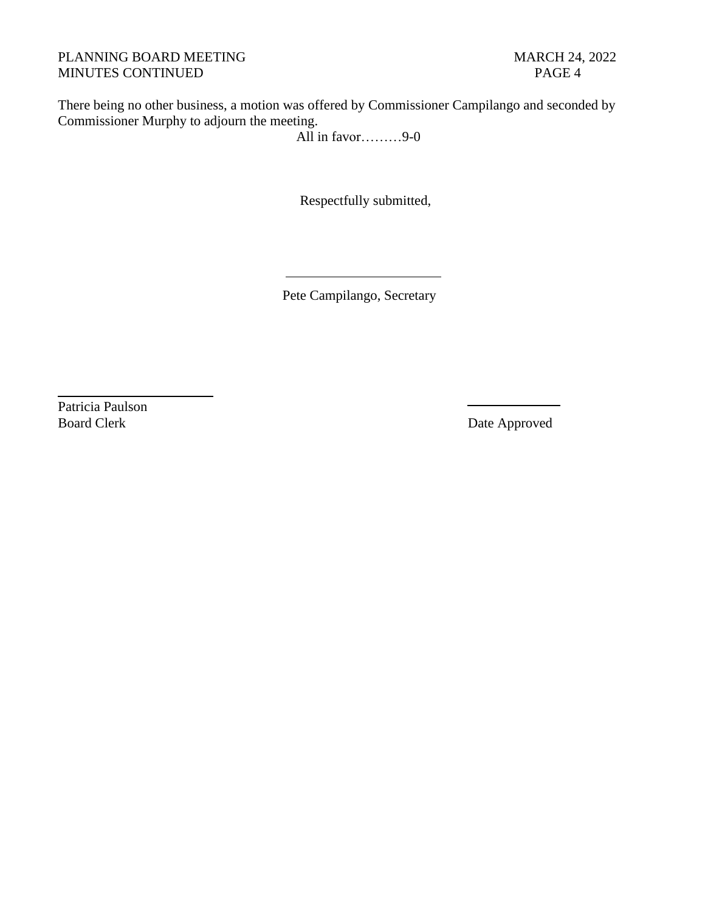There being no other business, a motion was offered by Commissioner Campilango and seconded by Commissioner Murphy to adjourn the meeting.

All in favor………9-0

Respectfully submitted,

\_\_\_\_\_\_\_\_\_\_\_\_\_\_\_\_\_\_\_\_\_\_\_\_

Pete Campilango, Secretary

\_\_\_\_\_\_\_\_\_\_\_\_\_\_\_\_\_\_\_\_\_\_\_\_

Patricia Paulson
Board Clerk

\_\_\_\_\_\_\_\_\_\_\_\_\_\_\_

Date Approved